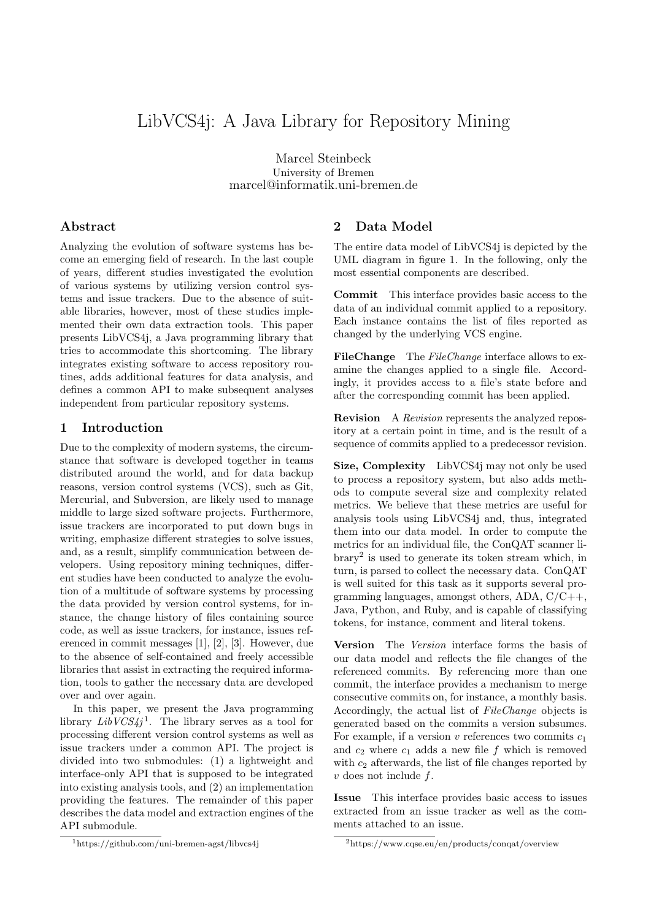# LibVCS4j: A Java Library for Repository Mining

Marcel Steinbeck
University of Bremen
marcel@informatik.uni-bremen.de

## Abstract

Analyzing the evolution of software systems has become an emerging field of research. In the last couple of years, different studies investigated the evolution of various systems by utilizing version control systems and issue trackers. Due to the absence of suitable libraries, however, most of these studies implemented their own data extraction tools. This paper presents LibVCS4j, a Java programming library that tries to accommodate this shortcoming. The library integrates existing software to access repository routines, adds additional features for data analysis, and defines a common API to make subsequent analyses independent from particular repository systems.

## 1 Introduction

Due to the complexity of modern systems, the circumstance that software is developed together in teams distributed around the world, and for data backup reasons, version control systems (VCS), such as Git, Mercurial, and Subversion, are likely used to manage middle to large sized software projects. Furthermore, issue trackers are incorporated to put down bugs in writing, emphasize different strategies to solve issues, and, as a result, simplify communication between developers. Using repository mining techniques, different studies have been conducted to analyze the evolution of a multitude of software systems by processing the data provided by version control systems, for instance, the change history of files containing source code, as well as issue trackers, for instance, issues referenced in commit messages [1], [2], [3]. However, due to the absence of self-contained and freely accessible libraries that assist in extracting the required information, tools to gather the necessary data are developed over and over again.

In this paper, we present the Java programming library *LibVCS4j*[1]. The library serves as a tool for processing different version control systems as well as issue trackers under a common API. The project is divided into two submodules: (1) a lightweight and interface-only API that is supposed to be integrated into existing analysis tools, and (2) an implementation providing the features. The remainder of this paper describes the data model and extraction engines of the API submodule.

[1] https://github.com/uni-bremen-agst/libvcs4j

## 2 Data Model

The entire data model of LibVCS4j is depicted by the UML diagram in figure 1. In the following, only the most essential components are described.

**Commit** This interface provides basic access to the data of an individual commit applied to a repository. Each instance contains the list of files reported as changed by the underlying VCS engine.

**FileChange** The *FileChange* interface allows to examine the changes applied to a single file. Accordingly, it provides access to a file's state before and after the corresponding commit has been applied.

**Revision** A *Revision* represents the analyzed repository at a certain point in time, and is the result of a sequence of commits applied to a predecessor revision.

**Size, Complexity** LibVCS4j may not only be used to process a repository system, but also adds methods to compute several size and complexity related metrics. We believe that these metrics are useful for analysis tools using LibVCS4j and, thus, integrated them into our data model. In order to compute the metrics for an individual file, the ConQAT scanner library[2] is used to generate its token stream which, in turn, is parsed to collect the necessary data. ConQAT is well suited for this task as it supports several programming languages, amongst others, ADA, C/C++, Java, Python, and Ruby, and is capable of classifying tokens, for instance, comment and literal tokens.

**Version** The *Version* interface forms the basis of our data model and reflects the file changes of the referenced commits. By referencing more than one commit, the interface provides a mechanism to merge consecutive commits on, for instance, a monthly basis. Accordingly, the actual list of *FileChange* objects is generated based on the commits a version subsumes. For example, if a version $v$ references two commits $c_1$ and $c_2$ where $c_1$ adds a new file $f$ which is removed with $c_2$ afterwards, the list of file changes reported by $v$ does not include $f$.

**Issue** This interface provides basic access to issues extracted from an issue tracker as well as the comments attached to an issue.

[2] https://www.cqse.eu/en/products/conqat/overview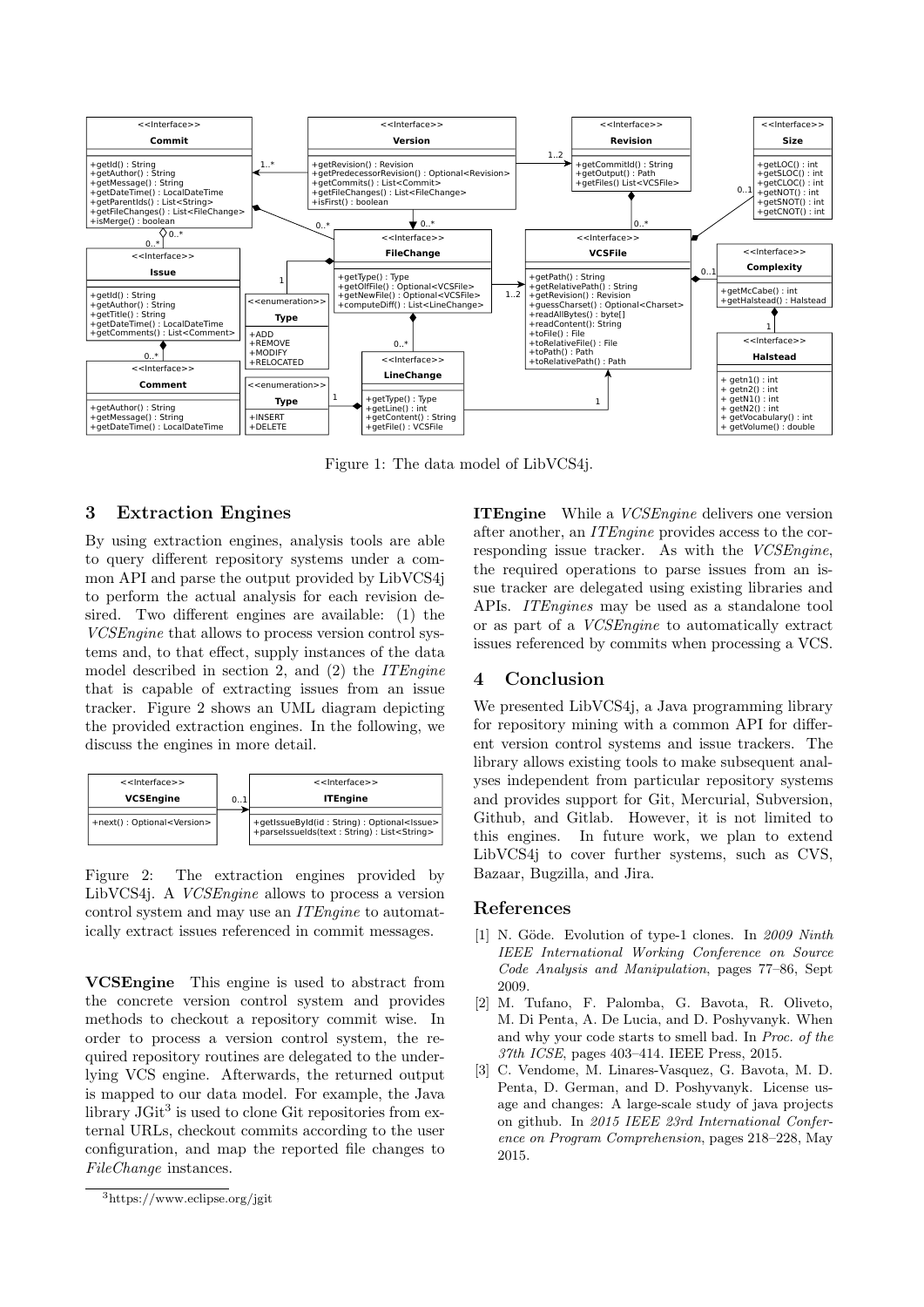<<Interface>>
Commit
+getId() : String
+getAuthor() : String
+getMessage() : String
+getDateTime() : LocalDateTime
+getParentIds() : List<String>
+getFileChanges() : List<FileChange>
+isMerge() : boolean

<<Interface>>
Version
+getRevision() : Revision
+getPredecessorRevision() : Optional<Revision>
+getCommits() : List<Commit>
+getFileChanges() : List<FileChange>
+isFirst() : boolean

<<Interface>>
Revision
+getCommitId() : String
+getOutput() : Path
+getFiles() List<VCSFile>

<<Interface>>
Size
+getLOC() : int
+getSLOC() : int
+getCLOC() : int
+getNOT() : int
+getSNOT() : int
+getCNOT() : int

<<Interface>>
Issue
+getId() : String
+getAuthor() : String
+getTitle() : String
+getDateTime() : LocalDateTime
+getComments() : List<Comment>

<<Interface>>
FileChange
+getType() : Type
+getOldFile() : Optional<VCSFile>
+getNewFile() : Optional<VCSFile>
+computeDiff() : List<LineChange>

<<Interface>>
VCSFile
+getPath() : String
+getRelativePath() : String
+getRevision() : Revision
+guessCharset() : Optional<Charset>
+readAllBytes() : byte[]
+readContent(): String
+toFile() : File
+toRelativeFile() : File
+toPath() : Path
+toRelativePath() : Path

<<Interface>>
Complexity
+getMcCabe() : int
+getHalstead() : Halstead

<<enumeration>>
Type
+ADD
+REMOVE
+MODIFY
+RELOCATED

<<Interface>>
Comment
+getAuthor() : String
+getMessage() : String
+getDateTime() : LocalDateTime

<<enumeration>>
Type
+INSERT
+DELETE

<<Interface>>
LineChange
+getType() : Type
+getLine() : int
+getContent() : String
+getFile() : VCSFile

<<Interface>>
Halstead
+ getn1() : int
+ getn2() : int
+ getN1() : int
+ getN2() : int
+ getVocabulary() : int
+ getVolume() : double

1..* 1..2 0..* 0..* 0..1 0..* 0..* 1 1..2 0..1 0..* 1 1 1

Figure 1: The data model of LibVCS4j.

## 3 Extraction Engines

By using extraction engines, analysis tools are able to query different repository systems under a common API and parse the output provided by LibVCS4j to perform the actual analysis for each revision desired. Two different engines are available: (1) the *VCSEngine* that allows to process version control systems and, to that effect, supply instances of the data model described in section 2, and (2) the *ITEngine* that is capable of extracting issues from an issue tracker. Figure 2 shows an UML diagram depicting the provided extraction engines. In the following, we discuss the engines in more detail.

<<Interface>>
VCSEngine
+next() : Optional<Version>

0..1

<<Interface>>
ITEngine
+getIssueById(id : String) : Optional<Issue>
+parseIssueIds(text : String) : List<String>

Figure 2: The extraction engines provided by LibVCS4j. A *VCSEngine* allows to process a version control system and may use an *ITEngine* to automatically extract issues referenced in commit messages.

**VCSEngine** This engine is used to abstract from the concrete version control system and provides methods to checkout a repository commit wise. In order to process a version control system, the required repository routines are delegated to the underlying VCS engine. Afterwards, the returned output is mapped to our data model. For example, the Java library JGit[3] is used to clone Git repositories from external URLs, checkout commits according to the user configuration, and map the reported file changes to *FileChange* instances.

**ITEngine** While a *VCSEngine* delivers one version after another, an *ITEngine* provides access to the corresponding issue tracker. As with the *VCSEngine*, the required operations to parse issues from an issue tracker are delegated using existing libraries and APIs. *ITEngines* may be used as a standalone tool or as part of a *VCSEngine* to automatically extract issues referenced by commits when processing a VCS.

## 4 Conclusion

We presented LibVCS4j, a Java programming library for repository mining with a common API for different version control systems and issue trackers. The library allows existing tools to make subsequent analyses independent from particular repository systems and provides support for Git, Mercurial, Subversion, Github, and Gitlab. However, it is not limited to this engines. In future work, we plan to extend LibVCS4j to cover further systems, such as CVS, Bazaar, Bugzilla, and Jira.

## References

[1] N. Göde. Evolution of type-1 clones. In *2009 Ninth IEEE International Working Conference on Source Code Analysis and Manipulation*, pages 77–86, Sept 2009.

[2] M. Tufano, F. Palomba, G. Bavota, R. Oliveto, M. Di Penta, A. De Lucia, and D. Poshyvanyk. When and why your code starts to smell bad. In *Proc. of the 37th ICSE*, pages 403–414. IEEE Press, 2015.

[3] C. Vendome, M. Linares-Vasquez, G. Bavota, M. D. Penta, D. German, and D. Poshyvanyk. License usage and changes: A large-scale study of java projects on github. In *2015 IEEE 23rd International Conference on Program Comprehension*, pages 218–228, May 2015.

---

[3] https://www.eclipse.org/jgit